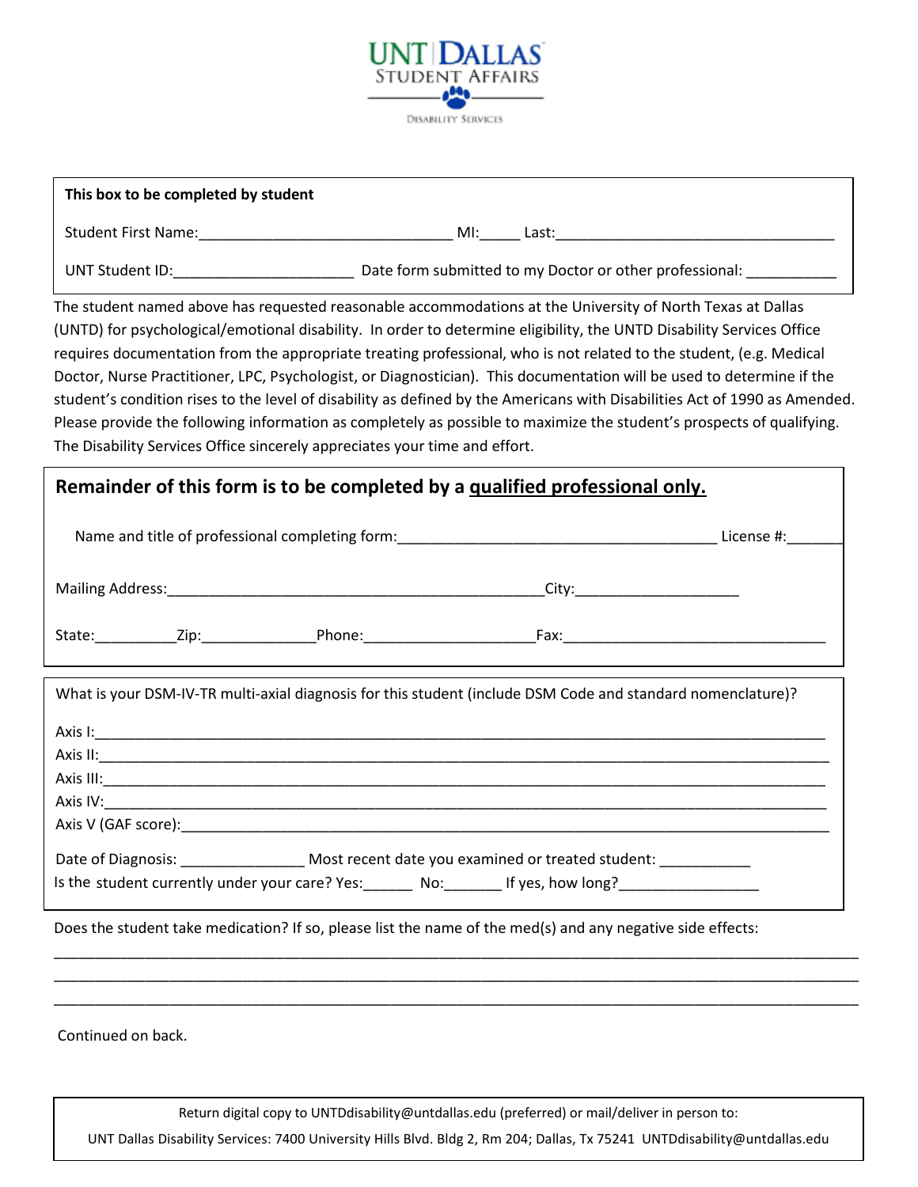UNT | DALLAS
STUDENT AFFAIRS
DISABILITY SERVICES

**This box to be completed by student**

Student First Name:______________________________ MI:_____ Last:_________________________________

UNT Student ID:_____________________ Date form submitted to my Doctor or other professional: ___________

The student named above has requested reasonable accommodations at the University of North Texas at Dallas (UNTD) for psychological/emotional disability. In order to determine eligibility, the UNTD Disability Services Office requires documentation from the appropriate treating professional, who is not related to the student, (e.g. Medical Doctor, Nurse Practitioner, LPC, Psychologist, or Diagnostician). This documentation will be used to determine if the student's condition rises to the level of disability as defined by the Americans with Disabilities Act of 1990 as Amended. Please provide the following information as completely as possible to maximize the student's prospects of qualifying. The Disability Services Office sincerely appreciates your time and effort.

## Remainder of this form is to be completed by a qualified professional only.

Name and title of professional completing form:_______________________________________ License #:_______

Mailing Address:_____________________________________________City:____________________

State:__________Zip:______________Phone:____________________Fax:________________________________

What is your DSM-IV-TR multi-axial diagnosis for this student (include DSM Code and standard nomenclature)?

Axis I:_______________________________________________________________________________________

Axis II:______________________________________________________________________________________

Axis III:_____________________________________________________________________________________

Axis IV:______________________________________________________________________________________

Axis V (GAF score):___________________________________________________________________________

Date of Diagnosis: _______________ Most recent date you examined or treated student: ___________

Is the student currently under your care? Yes:______ No:_______ If yes, how long?_________________

Does the student take medication? If so, please list the name of the med(s) and any negative side effects:

_____________________________________________________________________________________________

_____________________________________________________________________________________________

_____________________________________________________________________________________________

Continued on back.

Return digital copy to UNTDdisability@untdallas.edu (preferred) or mail/deliver in person to:

UNT Dallas Disability Services: 7400 University Hills Blvd. Bldg 2, Rm 204; Dallas, Tx 75241 UNTDdisability@untdallas.edu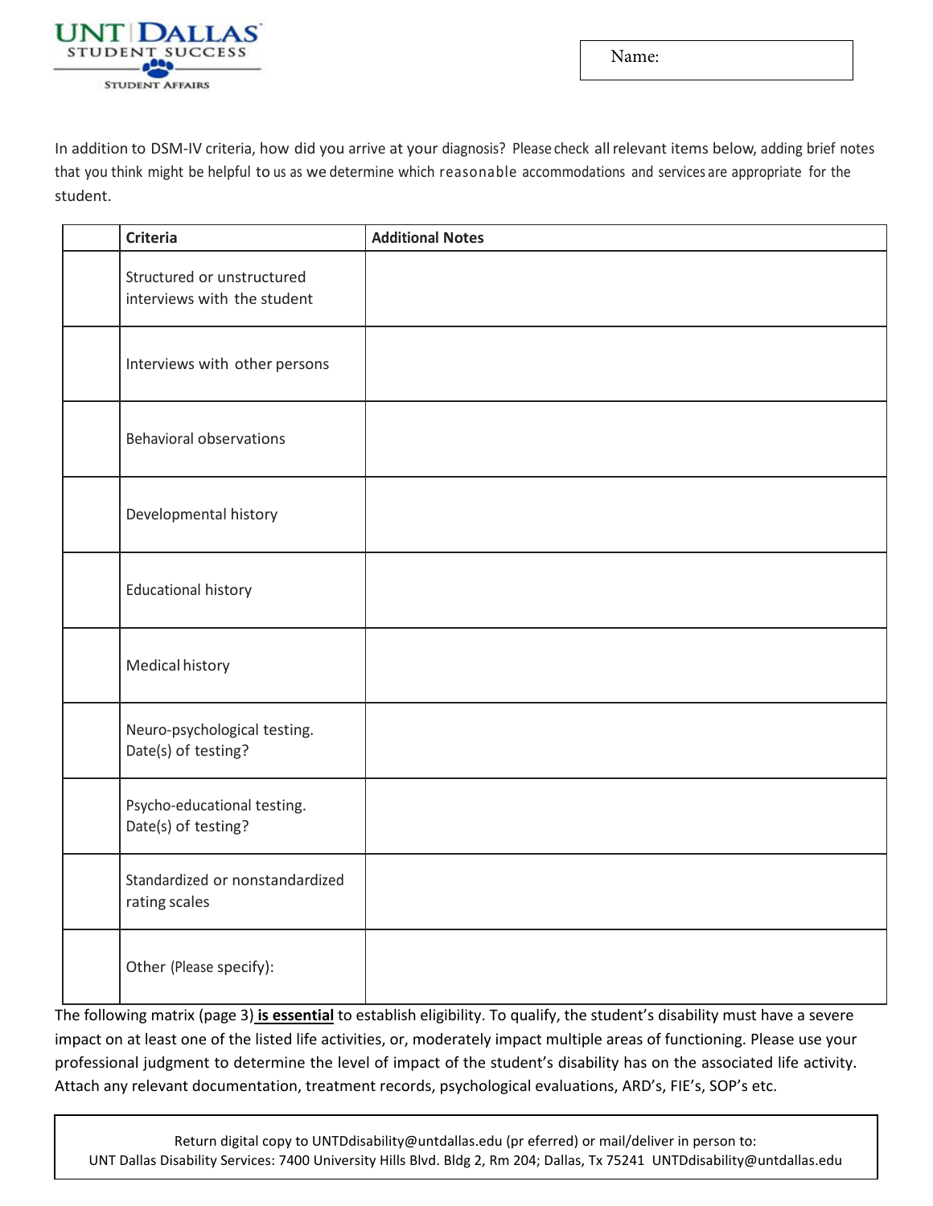Name:

In addition to DSM-IV criteria, how did you arrive at your diagnosis? Please check all relevant items below, adding brief notes that you think might be helpful to us as we determine which reasonable accommodations and services are appropriate for the student.

| | Criteria | Additional Notes |
|---|---|---|
| | Structured or unstructured interviews with the student | |
| | Interviews with other persons | |
| | Behavioral observations | |
| | Developmental history | |
| | Educational history | |
| | Medical history | |
| | Neuro-psychological testing. Date(s) of testing? | |
| | Psycho-educational testing. Date(s) of testing? | |
| | Standardized or nonstandardized rating scales | |
| | Other (Please specify): | |

The following matrix (page 3) **is essential** to establish eligibility. To qualify, the student's disability must have a severe impact on at least one of the listed life activities, or, moderately impact multiple areas of functioning. Please use your professional judgment to determine the level of impact of the student's disability has on the associated life activity. Attach any relevant documentation, treatment records, psychological evaluations, ARD's, FIE's, SOP's etc.

Return digital copy to UNTDdisability@untdallas.edu (pr eferred) or mail/deliver in person to:
UNT Dallas Disability Services: 7400 University Hills Blvd. Bldg 2, Rm 204; Dallas, Tx 75241 UNTDdisability@untdallas.edu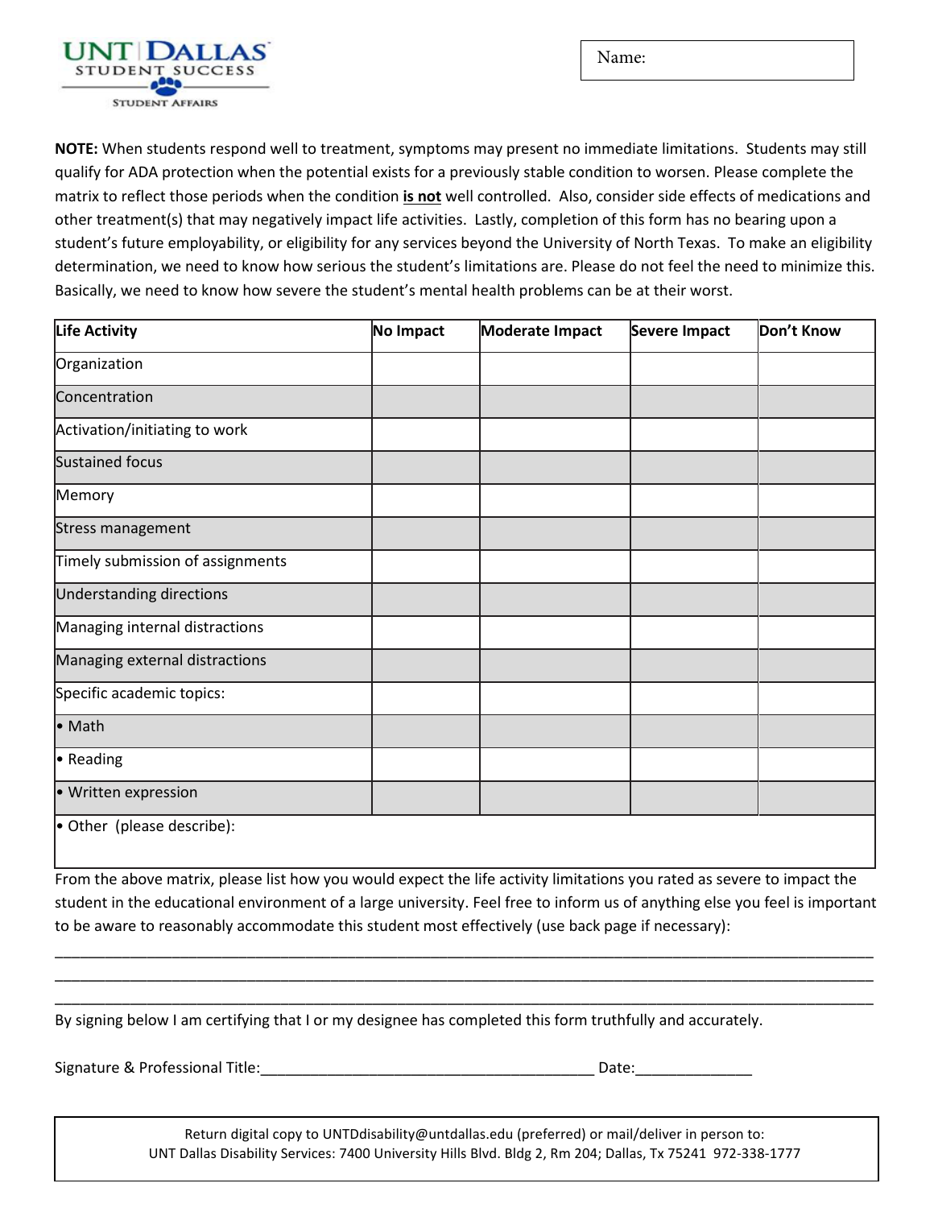UNT DALLAS STUDENT SUCCESS

STUDENT AFFAIRS

Name:

**NOTE:** When students respond well to treatment, symptoms may present no immediate limitations. Students may still qualify for ADA protection when the potential exists for a previously stable condition to worsen. Please complete the matrix to reflect those periods when the condition **is not** well controlled. Also, consider side effects of medications and other treatment(s) that may negatively impact life activities. Lastly, completion of this form has no bearing upon a student's future employability, or eligibility for any services beyond the University of North Texas. To make an eligibility determination, we need to know how serious the student's limitations are. Please do not feel the need to minimize this. Basically, we need to know how severe the student's mental health problems can be at their worst.

| Life Activity | No Impact | Moderate Impact | Severe Impact | Don't Know |
|---|---|---|---|---|
| Organization | | | | |
| Concentration | | | | |
| Activation/initiating to work | | | | |
| Sustained focus | | | | |
| Memory | | | | |
| Stress management | | | | |
| Timely submission of assignments | | | | |
| Understanding directions | | | | |
| Managing internal distractions | | | | |
| Managing external distractions | | | | |
| Specific academic topics: | | | | |
| • Math | | | | |
| • Reading | | | | |
| • Written expression | | | | |
| • Other (please describe): | | | | |

From the above matrix, please list how you would expect the life activity limitations you rated as severe to impact the student in the educational environment of a large university. Feel free to inform us of anything else you feel is important to be aware to reasonably accommodate this student most effectively (use back page if necessary):

\_\_\_\_\_\_\_\_\_\_\_\_\_\_\_\_\_\_\_\_\_\_\_\_\_\_\_\_\_\_\_\_\_\_\_\_\_\_\_\_\_\_\_\_\_\_\_\_\_\_\_\_\_\_\_\_\_\_\_\_\_\_\_\_\_\_\_\_\_\_\_\_\_\_\_\_\_\_

\_\_\_\_\_\_\_\_\_\_\_\_\_\_\_\_\_\_\_\_\_\_\_\_\_\_\_\_\_\_\_\_\_\_\_\_\_\_\_\_\_\_\_\_\_\_\_\_\_\_\_\_\_\_\_\_\_\_\_\_\_\_\_\_\_\_\_\_\_\_\_\_\_\_\_\_\_\_

\_\_\_\_\_\_\_\_\_\_\_\_\_\_\_\_\_\_\_\_\_\_\_\_\_\_\_\_\_\_\_\_\_\_\_\_\_\_\_\_\_\_\_\_\_\_\_\_\_\_\_\_\_\_\_\_\_\_\_\_\_\_\_\_\_\_\_\_\_\_\_\_\_\_\_\_\_\_

By signing below I am certifying that I or my designee has completed this form truthfully and accurately.

Signature & Professional Title:\_\_\_\_\_\_\_\_\_\_\_\_\_\_\_\_\_\_\_\_\_\_\_\_\_\_\_\_\_\_\_\_\_\_\_\_\_\_\_\_ Date:\_\_\_\_\_\_\_\_\_\_\_\_\_\_

Return digital copy to UNTDdisability@untdallas.edu (preferred) or mail/deliver in person to:
UNT Dallas Disability Services: 7400 University Hills Blvd. Bldg 2, Rm 204; Dallas, Tx 75241 972-338-1777